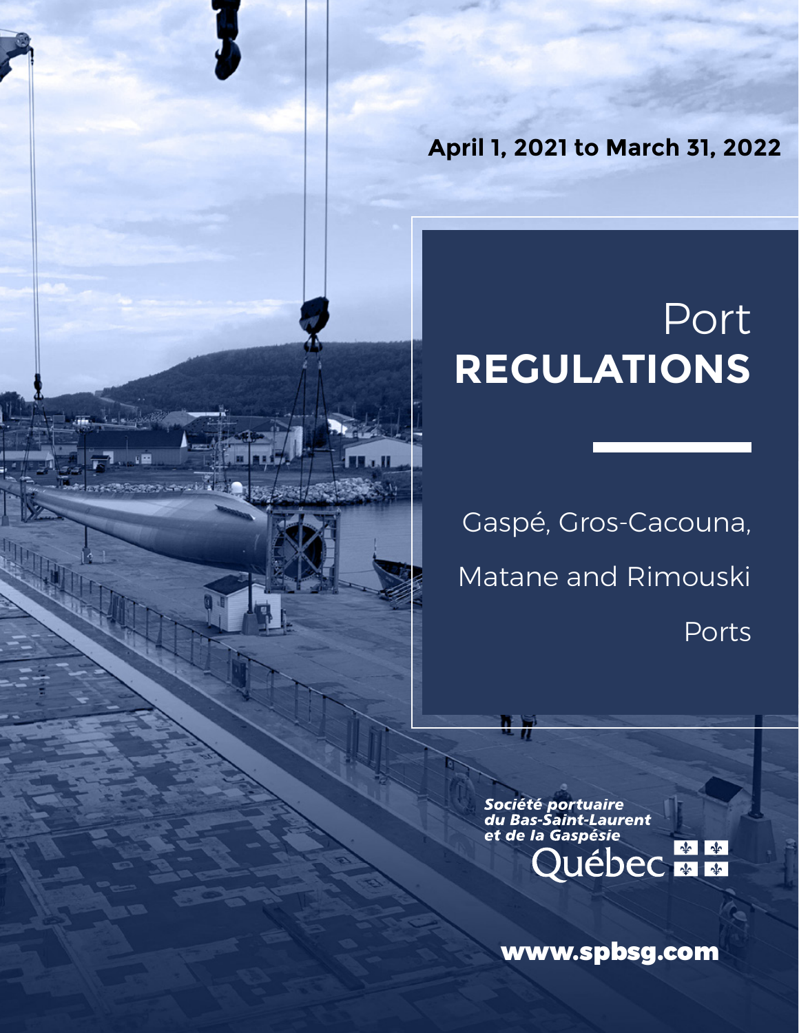April 1, 2021 to March 31, 2022

# Port **REGULATIONS**

Gaspé, Gros-Cacouna, Matane and Rimouski Ports

*Société portuaire du Bas-Saint-Laurent et de la Gaspésie*

Québec

**www.spbsg.com**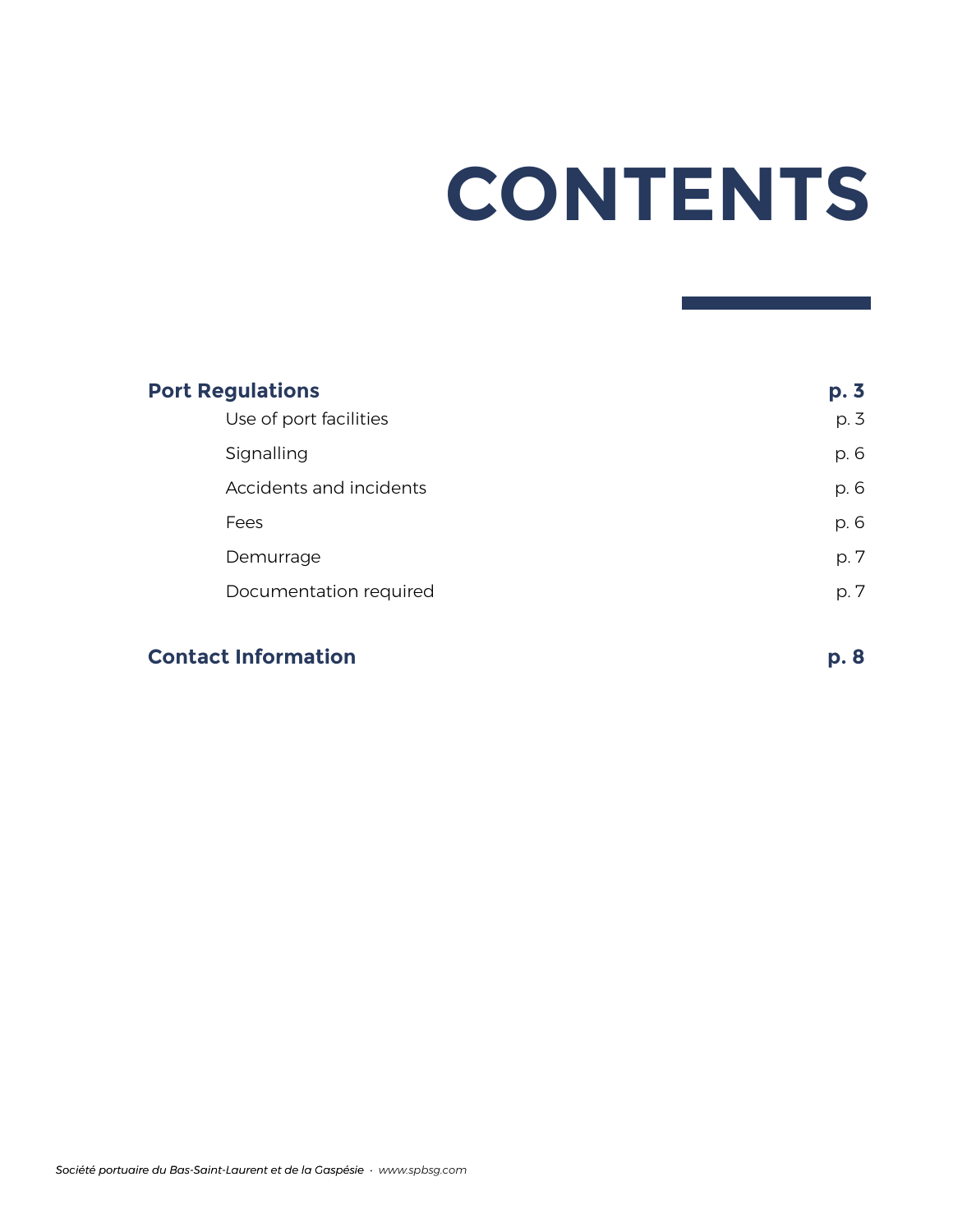# CONTENTS

**Port Regulations** — **p. 3**

- Use of port facilities — p. 3
- Signalling — p. 6
- Accidents and incidents — p. 6
- Fees — p. 6
- Demurrage — p. 7
- Documentation required — p. 7

**Contact Information** — **p. 8**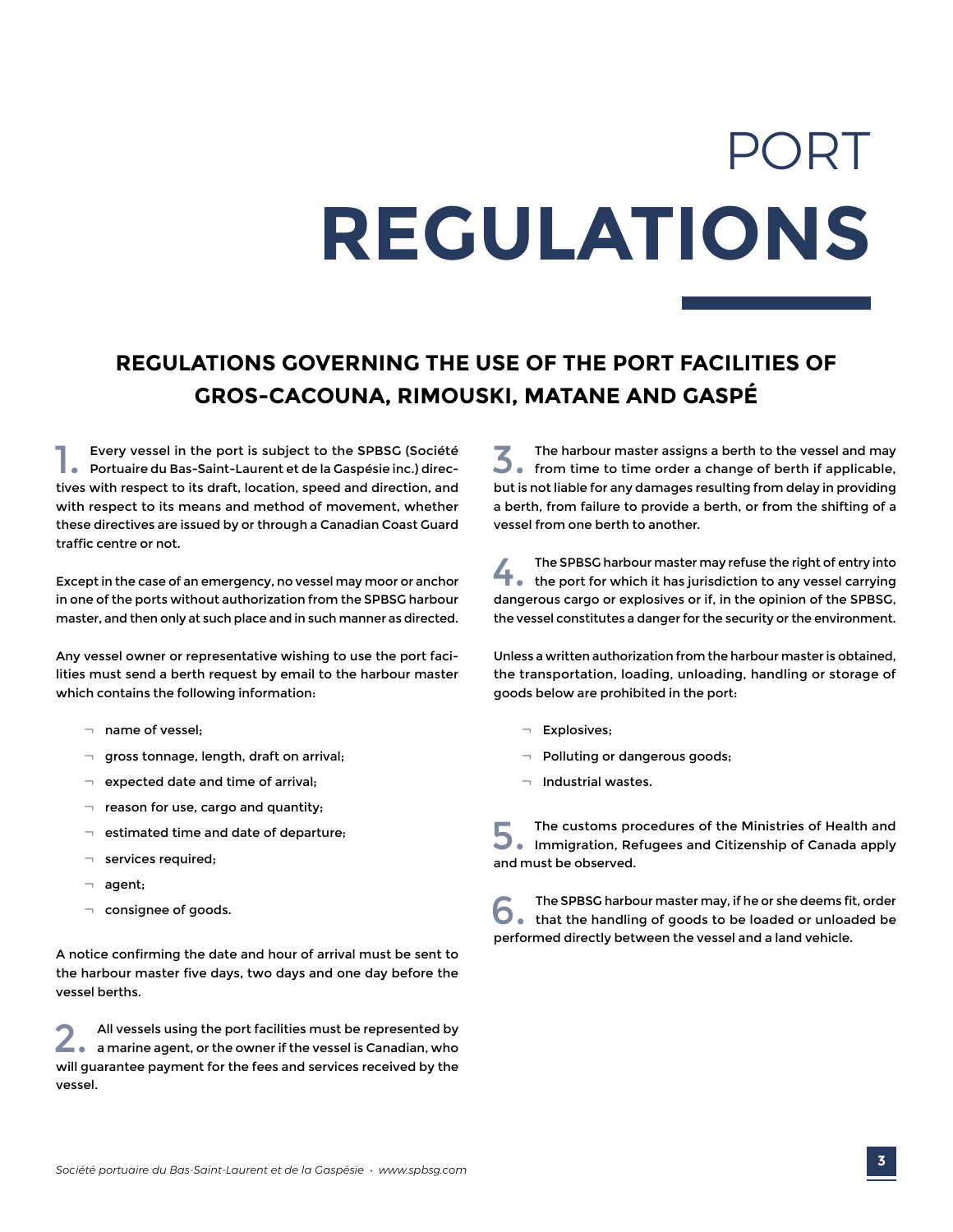# PORT **REGULATIONS**

## REGULATIONS GOVERNING THE USE OF THE PORT FACILITIES OF GROS-CACOUNA, RIMOUSKI, MATANE AND GASPÉ

**1.** Every vessel in the port is subject to the SPBSG (Société Portuaire du Bas-Saint-Laurent et de la Gaspésie inc.) directives with respect to its draft, location, speed and direction, and with respect to its means and method of movement, whether these directives are issued by or through a Canadian Coast Guard traffic centre or not.

Except in the case of an emergency, no vessel may moor or anchor in one of the ports without authorization from the SPBSG harbour master, and then only at such place and in such manner as directed.

Any vessel owner or representative wishing to use the port facilities must send a berth request by email to the harbour master which contains the following information:

- name of vessel;
- gross tonnage, length, draft on arrival;
- expected date and time of arrival;
- reason for use, cargo and quantity;
- estimated time and date of departure;
- services required;
- agent;
- consignee of goods.

A notice confirming the date and hour of arrival must be sent to the harbour master five days, two days and one day before the vessel berths.

**2.** All vessels using the port facilities must be represented by a marine agent, or the owner if the vessel is Canadian, who will guarantee payment for the fees and services received by the vessel.

**3.** The harbour master assigns a berth to the vessel and may from time to time order a change of berth if applicable, but is not liable for any damages resulting from delay in providing a berth, from failure to provide a berth, or from the shifting of a vessel from one berth to another.

**4.** The SPBSG harbour master may refuse the right of entry into the port for which it has jurisdiction to any vessel carrying dangerous cargo or explosives or if, in the opinion of the SPBSG, the vessel constitutes a danger for the security or the environment.

Unless a written authorization from the harbour master is obtained, the transportation, loading, unloading, handling or storage of goods below are prohibited in the port:

- Explosives;
- Polluting or dangerous goods;
- Industrial wastes.

**5.** The customs procedures of the Ministries of Health and Immigration, Refugees and Citizenship of Canada apply and must be observed.

**6.** The SPBSG harbour master may, if he or she deems fit, order that the handling of goods to be loaded or unloaded be performed directly between the vessel and a land vehicle.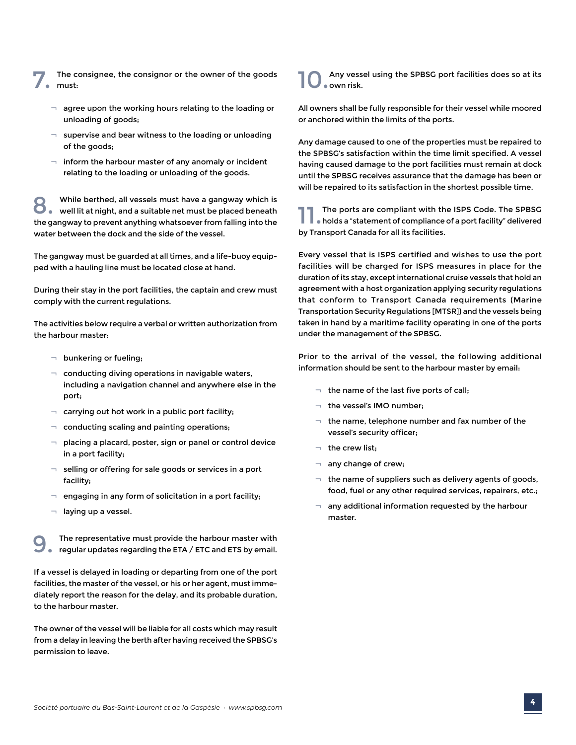**7.** The consignee, the consignor or the owner of the goods must:

- agree upon the working hours relating to the loading or unloading of goods;
- supervise and bear witness to the loading or unloading of the goods;
- inform the harbour master of any anomaly or incident relating to the loading or unloading of the goods.

**8.** While berthed, all vessels must have a gangway which is well lit at night, and a suitable net must be placed beneath the gangway to prevent anything whatsoever from falling into the water between the dock and the side of the vessel.

The gangway must be guarded at all times, and a life-buoy equipped with a hauling line must be located close at hand.

During their stay in the port facilities, the captain and crew must comply with the current regulations.

The activities below require a verbal or written authorization from the harbour master:

- bunkering or fueling;
- conducting diving operations in navigable waters, including a navigation channel and anywhere else in the port;
- carrying out hot work in a public port facility;
- conducting scaling and painting operations;
- placing a placard, poster, sign or panel or control device in a port facility;
- selling or offering for sale goods or services in a port facility;
- engaging in any form of solicitation in a port facility;
- laying up a vessel.

**9.** The representative must provide the harbour master with regular updates regarding the ETA / ETC and ETS by email.

If a vessel is delayed in loading or departing from one of the port facilities, the master of the vessel, or his or her agent, must immediately report the reason for the delay, and its probable duration, to the harbour master.

The owner of the vessel will be liable for all costs which may result from a delay in leaving the berth after having received the SPBSG's permission to leave.

**10.** Any vessel using the SPBSG port facilities does so at its own risk.

All owners shall be fully responsible for their vessel while moored or anchored within the limits of the ports.

Any damage caused to one of the properties must be repaired to the SPBSG's satisfaction within the time limit specified. A vessel having caused damage to the port facilities must remain at dock until the SPBSG receives assurance that the damage has been or will be repaired to its satisfaction in the shortest possible time.

**11.** The ports are compliant with the ISPS Code. The SPBSG holds a "statement of compliance of a port facility" delivered by Transport Canada for all its facilities.

Every vessel that is ISPS certified and wishes to use the port facilities will be charged for ISPS measures in place for the duration of its stay, except international cruise vessels that hold an agreement with a host organization applying security regulations that conform to Transport Canada requirements (Marine Transportation Security Regulations [MTSR]) and the vessels being taken in hand by a maritime facility operating in one of the ports under the management of the SPBSG.

Prior to the arrival of the vessel, the following additional information should be sent to the harbour master by email:

- the name of the last five ports of call;
- the vessel's IMO number;
- the name, telephone number and fax number of the vessel's security officer;
- the crew list;
- any change of crew;
- the name of suppliers such as delivery agents of goods, food, fuel or any other required services, repairers, etc.;
- any additional information requested by the harbour master.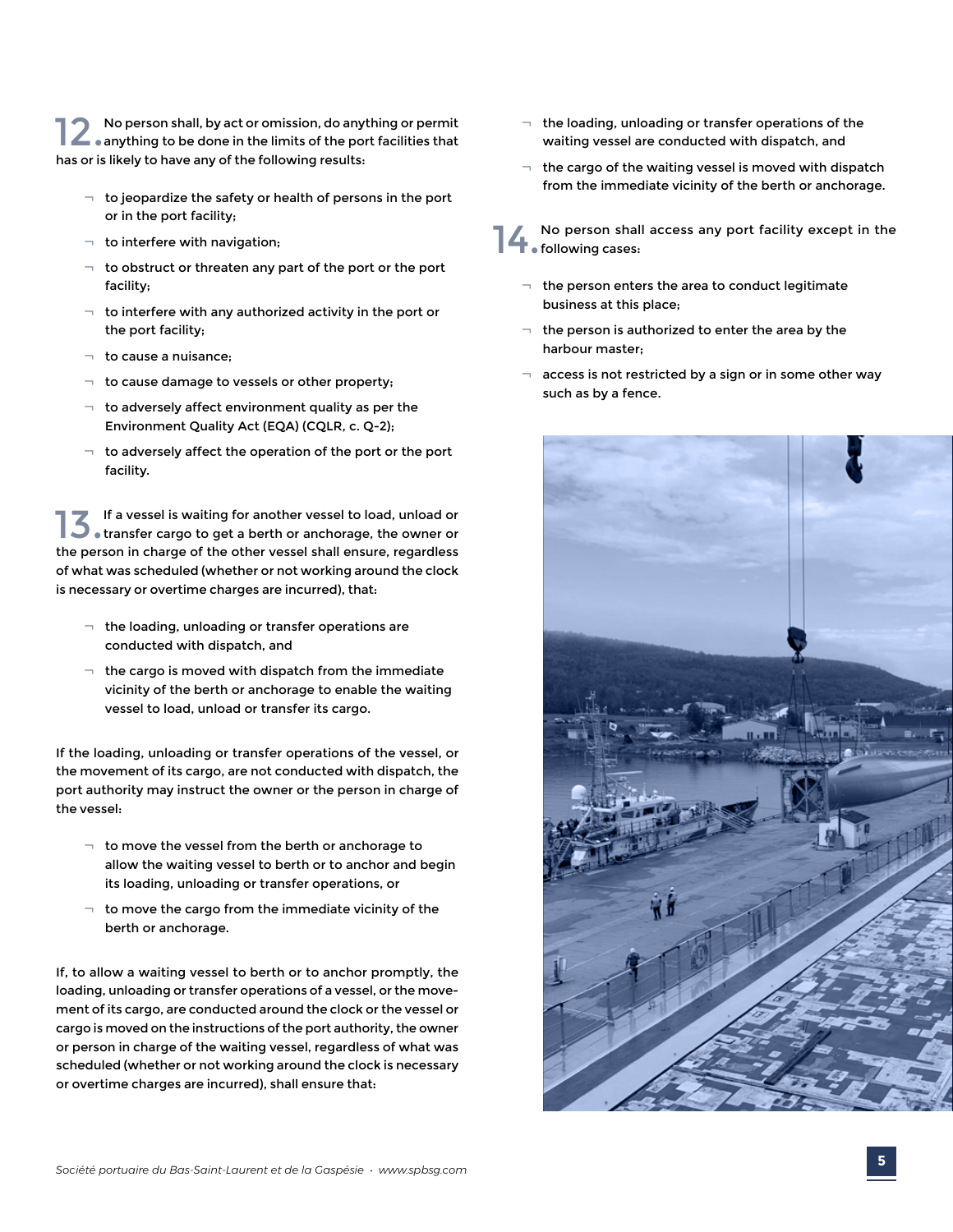**12.** No person shall, by act or omission, do anything or permit anything to be done in the limits of the port facilities that has or is likely to have any of the following results:

- to jeopardize the safety or health of persons in the port or in the port facility;
- to interfere with navigation;
- to obstruct or threaten any part of the port or the port facility;
- to interfere with any authorized activity in the port or the port facility;
- to cause a nuisance;
- to cause damage to vessels or other property;
- to adversely affect environment quality as per the Environment Quality Act (EQA) (CQLR, c. Q-2);
- to adversely affect the operation of the port or the port facility.

**13.** If a vessel is waiting for another vessel to load, unload or transfer cargo to get a berth or anchorage, the owner or the person in charge of the other vessel shall ensure, regardless of what was scheduled (whether or not working around the clock is necessary or overtime charges are incurred), that:

- the loading, unloading or transfer operations are conducted with dispatch, and
- the cargo is moved with dispatch from the immediate vicinity of the berth or anchorage to enable the waiting vessel to load, unload or transfer its cargo.

If the loading, unloading or transfer operations of the vessel, or the movement of its cargo, are not conducted with dispatch, the port authority may instruct the owner or the person in charge of the vessel:

- to move the vessel from the berth or anchorage to allow the waiting vessel to berth or to anchor and begin its loading, unloading or transfer operations, or
- to move the cargo from the immediate vicinity of the berth or anchorage.

If, to allow a waiting vessel to berth or to anchor promptly, the loading, unloading or transfer operations of a vessel, or the movement of its cargo, are conducted around the clock or the vessel or cargo is moved on the instructions of the port authority, the owner or person in charge of the waiting vessel, regardless of what was scheduled (whether or not working around the clock is necessary or overtime charges are incurred), shall ensure that:

- the loading, unloading or transfer operations of the waiting vessel are conducted with dispatch, and
- the cargo of the waiting vessel is moved with dispatch from the immediate vicinity of the berth or anchorage.

**14.** No person shall access any port facility except in the following cases:

- the person enters the area to conduct legitimate business at this place;
- the person is authorized to enter the area by the harbour master;
- access is not restricted by a sign or in some other way such as by a fence.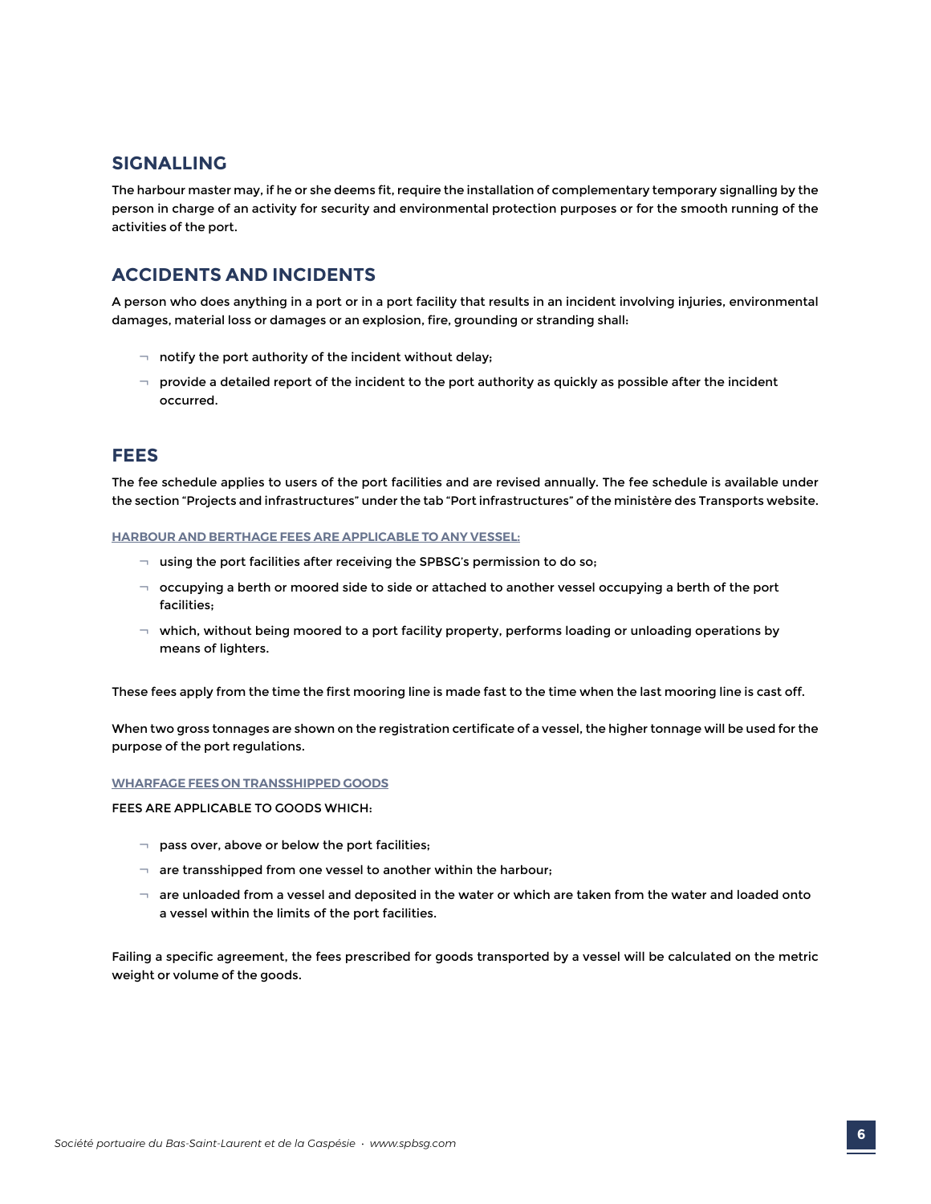## SIGNALLING

The harbour master may, if he or she deems fit, require the installation of complementary temporary signalling by the person in charge of an activity for security and environmental protection purposes or for the smooth running of the activities of the port.

## ACCIDENTS AND INCIDENTS

A person who does anything in a port or in a port facility that results in an incident involving injuries, environmental damages, material loss or damages or an explosion, fire, grounding or stranding shall:

- notify the port authority of the incident without delay;
- provide a detailed report of the incident to the port authority as quickly as possible after the incident occurred.

## FEES

The fee schedule applies to users of the port facilities and are revised annually. The fee schedule is available under the section "Projects and infrastructures" under the tab "Port infrastructures" of the ministère des Transports website.

### HARBOUR AND BERTHAGE FEES ARE APPLICABLE TO ANY VESSEL:

- using the port facilities after receiving the SPBSG's permission to do so;
- occupying a berth or moored side to side or attached to another vessel occupying a berth of the port facilities;
- which, without being moored to a port facility property, performs loading or unloading operations by means of lighters.

These fees apply from the time the first mooring line is made fast to the time when the last mooring line is cast off.

When two gross tonnages are shown on the registration certificate of a vessel, the higher tonnage will be used for the purpose of the port regulations.

### WHARFAGE FEES ON TRANSSHIPPED GOODS

FEES ARE APPLICABLE TO GOODS WHICH:

- pass over, above or below the port facilities;
- are transshipped from one vessel to another within the harbour;
- are unloaded from a vessel and deposited in the water or which are taken from the water and loaded onto a vessel within the limits of the port facilities.

Failing a specific agreement, the fees prescribed for goods transported by a vessel will be calculated on the metric weight or volume of the goods.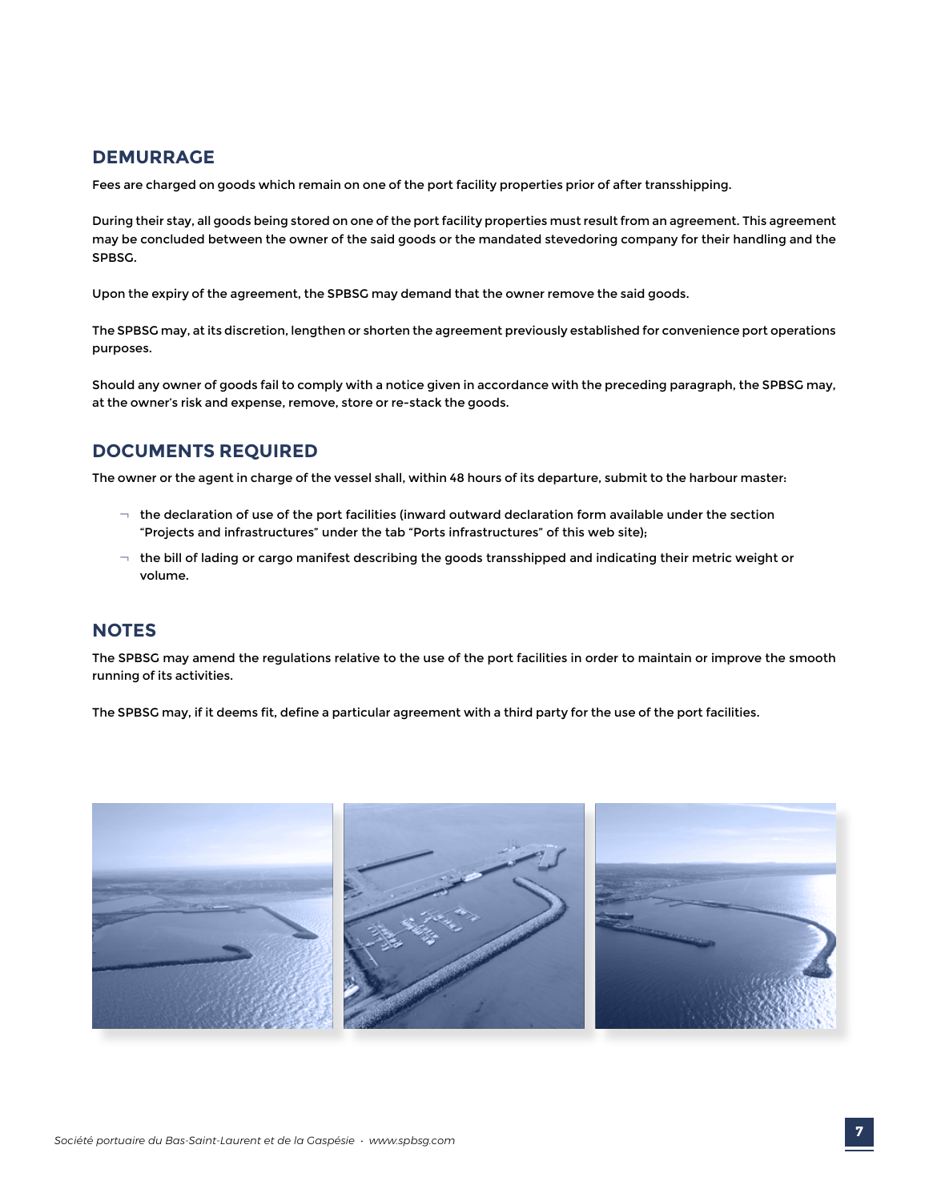## DEMURRAGE

Fees are charged on goods which remain on one of the port facility properties prior of after transshipping.

During their stay, all goods being stored on one of the port facility properties must result from an agreement. This agreement may be concluded between the owner of the said goods or the mandated stevedoring company for their handling and the SPBSG.

Upon the expiry of the agreement, the SPBSG may demand that the owner remove the said goods.

The SPBSG may, at its discretion, lengthen or shorten the agreement previously established for convenience port operations purposes.

Should any owner of goods fail to comply with a notice given in accordance with the preceding paragraph, the SPBSG may, at the owner's risk and expense, remove, store or re-stack the goods.

## DOCUMENTS REQUIRED

The owner or the agent in charge of the vessel shall, within 48 hours of its departure, submit to the harbour master:

- the declaration of use of the port facilities (inward outward declaration form available under the section "Projects and infrastructures" under the tab "Ports infrastructures" of this web site);
- the bill of lading or cargo manifest describing the goods transshipped and indicating their metric weight or volume.

## NOTES

The SPBSG may amend the regulations relative to the use of the port facilities in order to maintain or improve the smooth running of its activities.

The SPBSG may, if it deems fit, define a particular agreement with a third party for the use of the port facilities.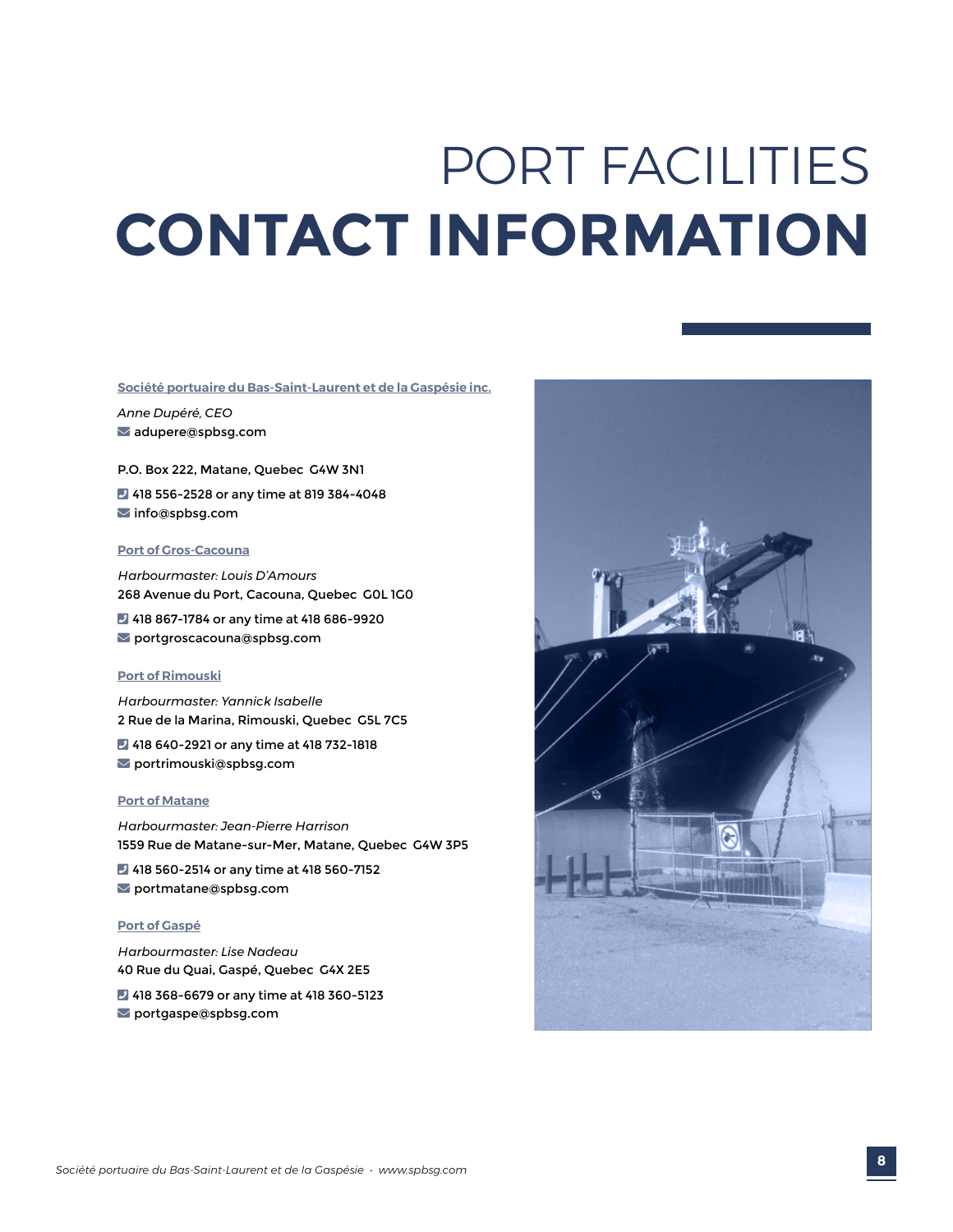# PORT FACILITIES
# CONTACT INFORMATION

**Société portuaire du Bas-Saint-Laurent et de la Gaspésie inc.**

*Anne Dupéré, CEO*
adupere@spbsg.com

P.O. Box 222, Matane, Quebec G4W 3N1

418 556-2528 or any time at 819 384-4048
info@spbsg.com

**Port of Gros-Cacouna**

*Harbourmaster: Louis D'Amours*
268 Avenue du Port, Cacouna, Quebec G0L 1G0

418 867-1784 or any time at 418 686-9920
portgroscacouna@spbsg.com

**Port of Rimouski**

*Harbourmaster: Yannick Isabelle*
2 Rue de la Marina, Rimouski, Quebec G5L 7C5

418 640-2921 or any time at 418 732-1818
portrimouski@spbsg.com

**Port of Matane**

*Harbourmaster: Jean-Pierre Harrison*
1559 Rue de Matane-sur-Mer, Matane, Quebec G4W 3P5

418 560-2514 or any time at 418 560-7152
portmatane@spbsg.com

**Port of Gaspé**

*Harbourmaster: Lise Nadeau*
40 Rue du Quai, Gaspé, Quebec G4X 2E5

418 368-6679 or any time at 418 360-5123
portgaspe@spbsg.com